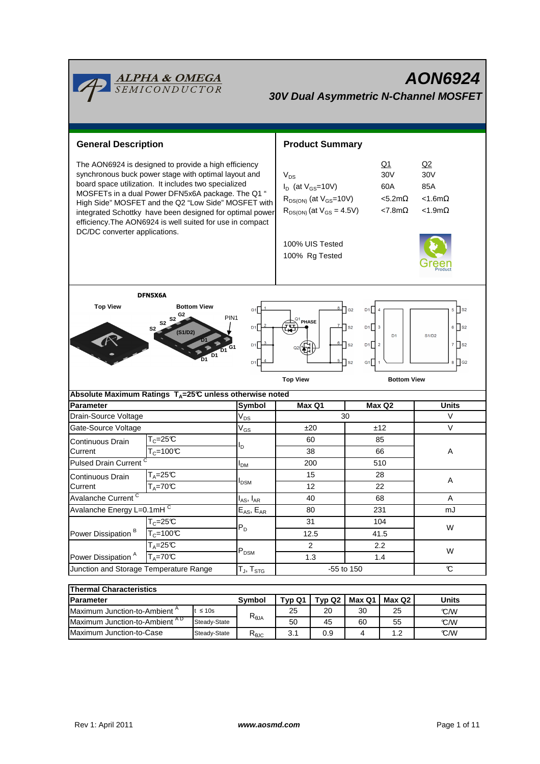# AON6924

## 30V Dual Asymmetric N-Channel MOSFET

## General Description

The AON6924 is designed to provide a high efficiency synchronous buck power stage with optimal layout and board space utilization. It includes two specialized MOSFETs in a dual Power DFN5x6A package. The Q1 " High Side" MOSFET and the Q2 "Low Side" MOSFET with integrated Schottky have been designed for optimal power efficiency.The AON6924 is well suited for use in compact DC/DC converter applications.

## Product Summary

| | Q1 | Q2 |
|---|---|---|
| $V_{DS}$ | 30V | 30V |
| $I_D$ (at $V_{GS}$=10V) | 60A | 85A |
| $R_{DS(ON)}$ (at $V_{GS}$=10V) | <5.2mΩ | <1.6mΩ |
| $R_{DS(ON)}$ (at $V_{GS}$ = 4.5V) | <7.8mΩ | <1.9mΩ |

100% UIS Tested
100% Rg Tested

DFN5X6A

Top View

Bottom View

G2
S2
S2
S2
PIN1
(S1/D2)
D1
D1
G1
D1
D1

G1 1, D1 2, D1 3, D1 4, 8 G2, 7 S2, 6 S2, 5 S2
Q1
PHASE
Q2

D1 4, D1 3, D1 2, G1 1, 5 S2, 6 S2, 7 S2, 8 G2
D1
S1/D2

Top View

Bottom View

## Absolute Maximum Ratings $T_A$=25°C unless otherwise noted

| Parameter | | Symbol | Max Q1 | Max Q2 | Units |
|---|---|---|---|---|---|
| Drain-Source Voltage | | $V_{DS}$ | 30 | | V |
| Gate-Source Voltage | | $V_{GS}$ | ±20 | ±12 | V |
| Continuous Drain Current | $T_C$=25°C | $I_D$ | 60 | 85 | A |
| | $T_C$=100°C | | 38 | 66 | |
| Pulsed Drain Current [C] | | $I_{DM}$ | 200 | 510 | |
| Continuous Drain Current | $T_A$=25°C | $I_{DSM}$ | 15 | 28 | A |
| | $T_A$=70°C | | 12 | 22 | |
| Avalanche Current [C] | | $I_{AS}$, $I_{AR}$ | 40 | 68 | A |
| Avalanche Energy L=0.1mH [C] | | $E_{AS}$, $E_{AR}$ | 80 | 231 | mJ |
| Power Dissipation [B] | $T_C$=25°C | $P_D$ | 31 | 104 | W |
| | $T_C$=100°C | | 12.5 | 41.5 | |
| Power Dissipation [A] | $T_A$=25°C | $P_{DSM}$ | 2 | 2.2 | W |
| | $T_A$=70°C | | 1.3 | 1.4 | |
| Junction and Storage Temperature Range | | $T_J$, $T_{STG}$ | -55 to 150 | | °C |

## Thermal Characteristics

| Parameter | | Symbol | Typ Q1 | Typ Q2 | Max Q1 | Max Q2 | Units |
|---|---|---|---|---|---|---|---|
| Maximum Junction-to-Ambient [A] | t ≤ 10s | $R_{\theta JA}$ | 25 | 20 | 30 | 25 | °C/W |
| Maximum Junction-to-Ambient [A D] | Steady-State | | 50 | 45 | 60 | 55 | °C/W |
| Maximum Junction-to-Case | Steady-State | $R_{\theta JC}$ | 3.1 | 0.9 | 4 | 1.2 | °C/W |

Rev 1: April 2011 www.aosmd.com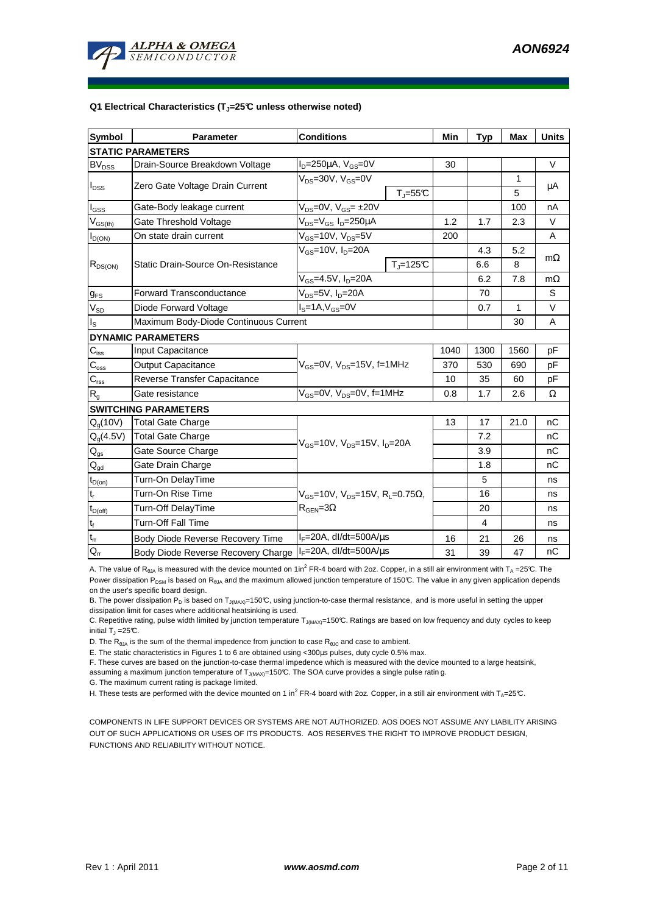**Q1 Electrical Characteristics ($T_J$=25°C unless otherwise noted)**

| Symbol | Parameter | Conditions | | Min | Typ | Max | Units |
|---|---|---|---|---|---|---|---|
| **STATIC PARAMETERS** | | | | | | | |
| $BV_{DSS}$ | Drain-Source Breakdown Voltage | $I_D$=250µA, $V_{GS}$=0V | | 30 | | | V |
| $I_{DSS}$ | Zero Gate Voltage Drain Current | $V_{DS}$=30V, $V_{GS}$=0V | | | | 1 | µA |
| | | | $T_J$=55°C | | | 5 | |
| $I_{GSS}$ | Gate-Body leakage current | $V_{DS}$=0V, $V_{GS}$= ±20V | | | | 100 | nA |
| $V_{GS(th)}$ | Gate Threshold Voltage | $V_{DS}$=$V_{GS}$ $I_D$=250µA | | 1.2 | 1.7 | 2.3 | V |
| $I_{D(ON)}$ | On state drain current | $V_{GS}$=10V, $V_{DS}$=5V | | 200 | | | A |
| $R_{DS(ON)}$ | Static Drain-Source On-Resistance | $V_{GS}$=10V, $I_D$=20A | | | 4.3 | 5.2 | mΩ |
| | | | $T_J$=125°C | | 6.6 | 8 | |
| | | $V_{GS}$=4.5V, $I_D$=20A | | | 6.2 | 7.8 | mΩ |
| $g_{FS}$ | Forward Transconductance | $V_{DS}$=5V, $I_D$=20A | | | 70 | | S |
| $V_{SD}$ | Diode Forward Voltage | $I_S$=1A,$V_{GS}$=0V | | | 0.7 | 1 | V |
| $I_S$ | Maximum Body-Diode Continuous Current | | | | | 30 | A |
| **DYNAMIC PARAMETERS** | | | | | | | |
| $C_{iss}$ | Input Capacitance | $V_{GS}$=0V, $V_{DS}$=15V, f=1MHz | | 1040 | 1300 | 1560 | pF |
| $C_{oss}$ | Output Capacitance | | | 370 | 530 | 690 | pF |
| $C_{rss}$ | Reverse Transfer Capacitance | | | 10 | 35 | 60 | pF |
| $R_g$ | Gate resistance | $V_{GS}$=0V, $V_{DS}$=0V, f=1MHz | | 0.8 | 1.7 | 2.6 | Ω |
| **SWITCHING PARAMETERS** | | | | | | | |
| $Q_g$(10V) | Total Gate Charge | $V_{GS}$=10V, $V_{DS}$=15V, $I_D$=20A | | 13 | 17 | 21.0 | nC |
| $Q_g$(4.5V) | Total Gate Charge | | | | 7.2 | | nC |
| $Q_{gs}$ | Gate Source Charge | | | | 3.9 | | nC |
| $Q_{gd}$ | Gate Drain Charge | | | | 1.8 | | nC |
| $t_{D(on)}$ | Turn-On DelayTime | $V_{GS}$=10V, $V_{DS}$=15V, $R_L$=0.75Ω, $R_{GEN}$=3Ω | | | 5 | | ns |
| $t_r$ | Turn-On Rise Time | | | | 16 | | ns |
| $t_{D(off)}$ | Turn-Off DelayTime | | | | 20 | | ns |
| $t_f$ | Turn-Off Fall Time | | | | 4 | | ns |
| $t_{rr}$ | Body Diode Reverse Recovery Time | $I_F$=20A, dI/dt=500A/µs | | 16 | 21 | 26 | ns |
| $Q_{rr}$ | Body Diode Reverse Recovery Charge | $I_F$=20A, dI/dt=500A/µs | | 31 | 39 | 47 | nC |

A. The value of $R_{\theta JA}$ is measured with the device mounted on 1in² FR-4 board with 2oz. Copper, in a still air environment with $T_A$ =25°C. The Power dissipation $P_{DSM}$ is based on $R_{\theta JA}$ and the maximum allowed junction temperature of 150°C. The value in any given application depends on the user's specific board design.

B. The power dissipation $P_D$ is based on $T_{J(MAX)}$=150°C, using junction-to-case thermal resistance, and is more useful in setting the upper dissipation limit for cases where additional heatsinking is used.

C. Repetitive rating, pulse width limited by junction temperature $T_{J(MAX)}$=150°C. Ratings are based on low frequency and duty cycles to keep initial $T_J$ =25°C.

D. The $R_{\theta JA}$ is the sum of the thermal impedence from junction to case $R_{\theta JC}$ and case to ambient.

E. The static characteristics in Figures 1 to 6 are obtained using <300µs pulses, duty cycle 0.5% max.

F. These curves are based on the junction-to-case thermal impedence which is measured with the device mounted to a large heatsink, assuming a maximum junction temperature of $T_{J(MAX)}$=150°C. The SOA curve provides a single pulse rating.

G. The maximum current rating is package limited.

H. These tests are performed with the device mounted on 1 in² FR-4 board with 2oz. Copper, in a still air environment with $T_A$=25°C.

COMPONENTS IN LIFE SUPPORT DEVICES OR SYSTEMS ARE NOT AUTHORIZED. AOS DOES NOT ASSUME ANY LIABILITY ARISING OUT OF SUCH APPLICATIONS OR USES OF ITS PRODUCTS. AOS RESERVES THE RIGHT TO IMPROVE PRODUCT DESIGN, FUNCTIONS AND RELIABILITY WITHOUT NOTICE.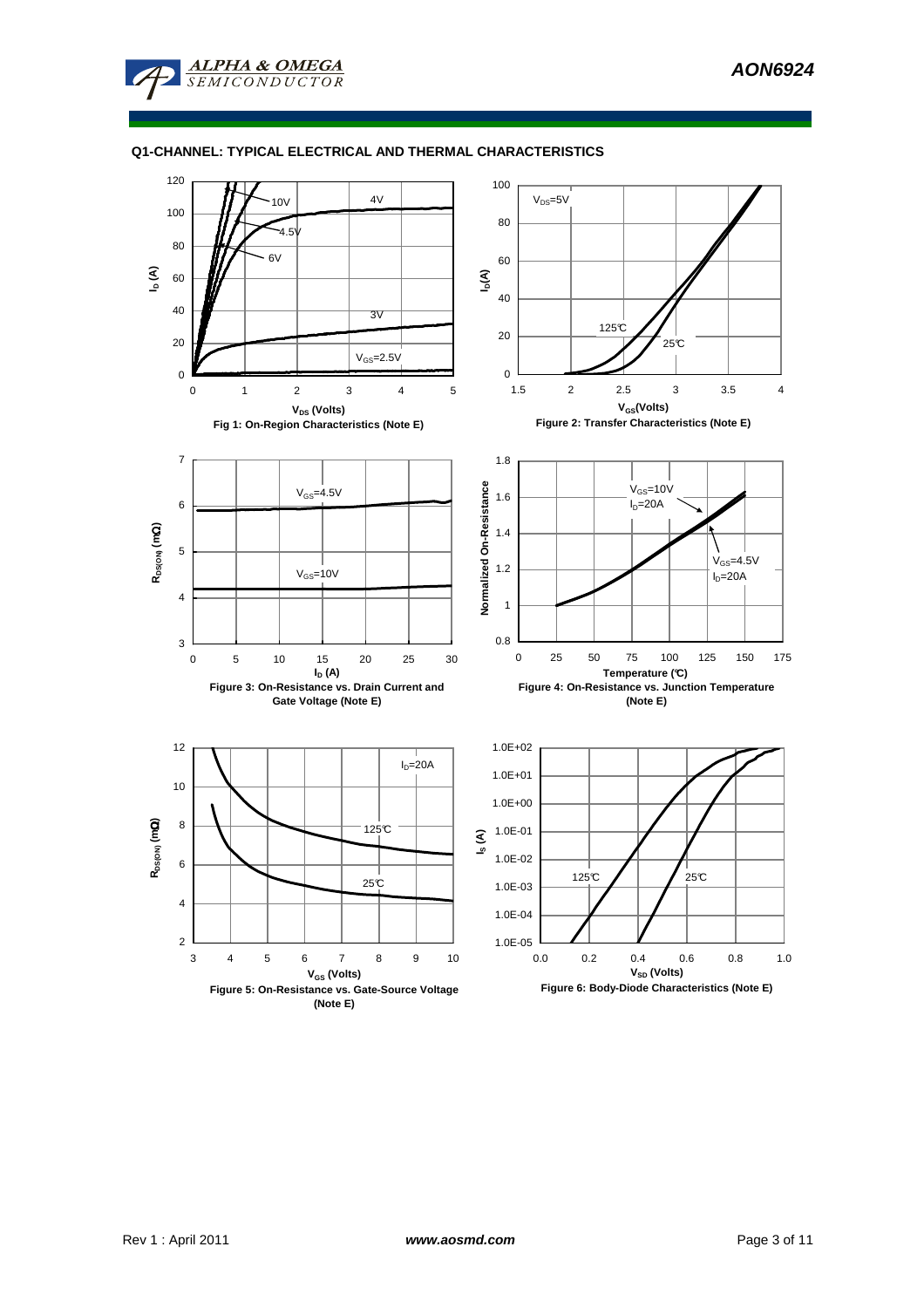## Q1-CHANNEL: TYPICAL ELECTRICAL AND THERMAL CHARACTERISTICS

120
100
80
60
40
20
0
0 1 2 3 4 5
$I_D$ (A)
$V_{DS}$ (Volts)
10V
4V
4.5V
6V
3V
$V_{GS}$=2.5V

**Fig 1: On-Region Characteristics (Note E)**

100
80
60
40
20
0
1.5 2 2.5 3 3.5 4
$I_D$(A)
$V_{GS}$(Volts)
$V_{DS}$=5V
125℃
25℃

**Figure 2: Transfer Characteristics (Note E)**

7
6
5
4
3
0 5 10 15 20 25 30
$R_{DS(ON)}$ (mΩ)
$I_D$ (A)
$V_{GS}$=4.5V
$V_{GS}$=10V

**Figure 3: On-Resistance vs. Drain Current and Gate Voltage (Note E)**

1.8
1.6
1.4
1.2
1
0.8
0 25 50 75 100 125 150 175
Normalized On-Resistance
Temperature (℃)
$V_{GS}$=10V
$I_D$=20A
$V_{GS}$=4.5V
$I_D$=20A

**Figure 4: On-Resistance vs. Junction Temperature (Note E)**

12
10
8
6
4
2
3 4 5 6 7 8 9 10
$R_{DS(ON)}$ (mΩ)
$V_{GS}$ (Volts)
$I_D$=20A
125℃
25℃

**Figure 5: On-Resistance vs. Gate-Source Voltage (Note E)**

1.0E+02
1.0E+01
1.0E+00
1.0E-01
1.0E-02
1.0E-03
1.0E-04
1.0E-05
0.0 0.2 0.4 0.6 0.8 1.0
$I_S$ (A)
$V_{SD}$ (Volts)
125℃
25℃

**Figure 6: Body-Diode Characteristics (Note E)**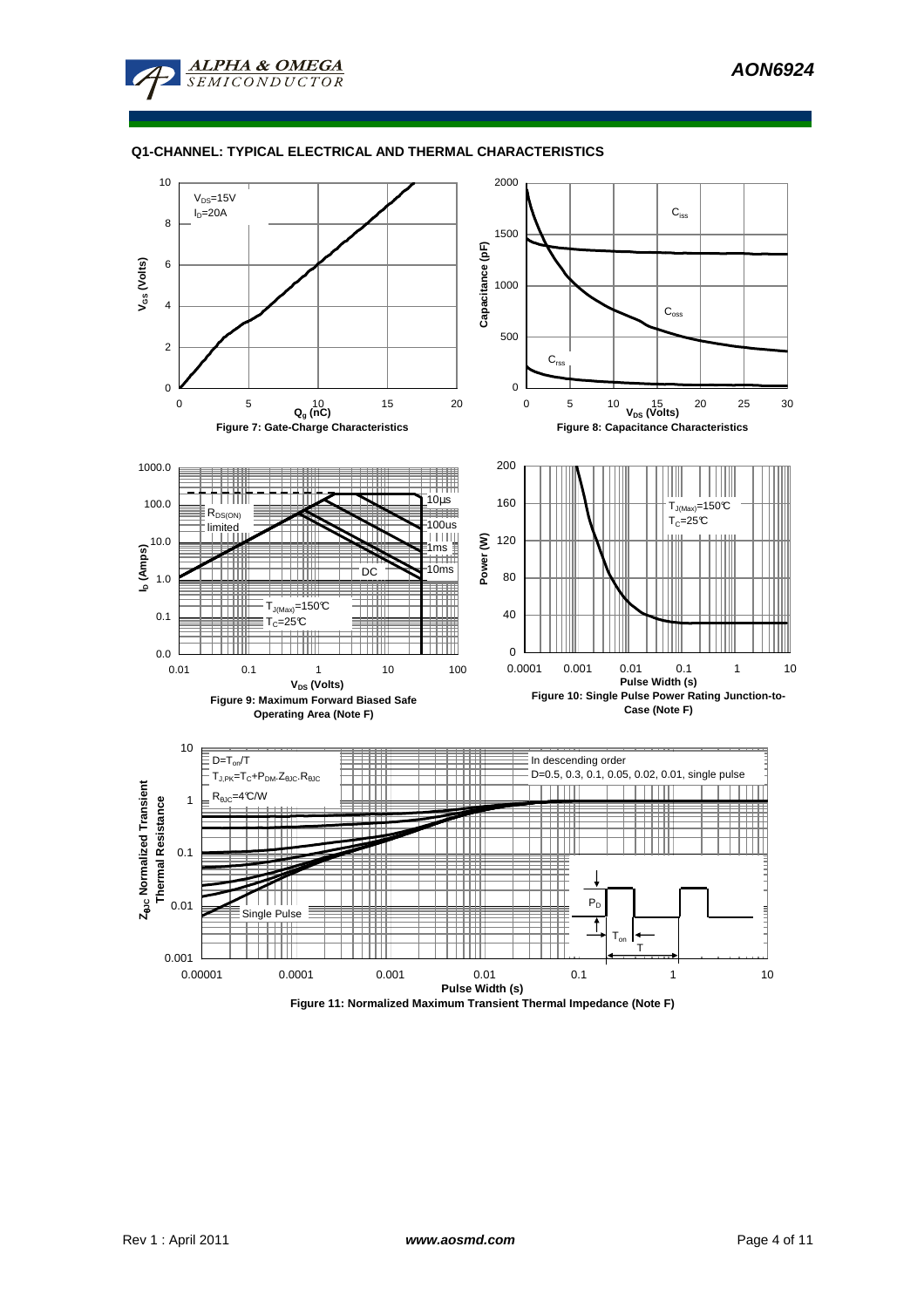## Q1-CHANNEL: TYPICAL ELECTRICAL AND THERMAL CHARACTERISTICS

$V_{DS}$=15V
$I_D$=20A

Figure 7: Gate-Charge Characteristics

$C_{iss}$
$C_{oss}$
$C_{rss}$

Figure 8: Capacitance Characteristics

$R_{DS(ON)}$ limited
10µs
100us
1ms
10ms
DC
$T_{J(Max)}$=150°C
$T_C$=25°C

Figure 9: Maximum Forward Biased Safe Operating Area (Note F)

$T_{J(Max)}$=150°C
$T_C$=25°C

Figure 10: Single Pulse Power Rating Junction-to-Case (Note F)

$D=T_{on}/T$
$T_{J,PK}=T_C+P_{DM}.Z_{\theta JC}.R_{\theta JC}$
$R_{\theta JC}$=4°C/W

In descending order
D=0.5, 0.3, 0.1, 0.05, 0.02, 0.01, single pulse

Single Pulse

Figure 11: Normalized Maximum Transient Thermal Impedance (Note F)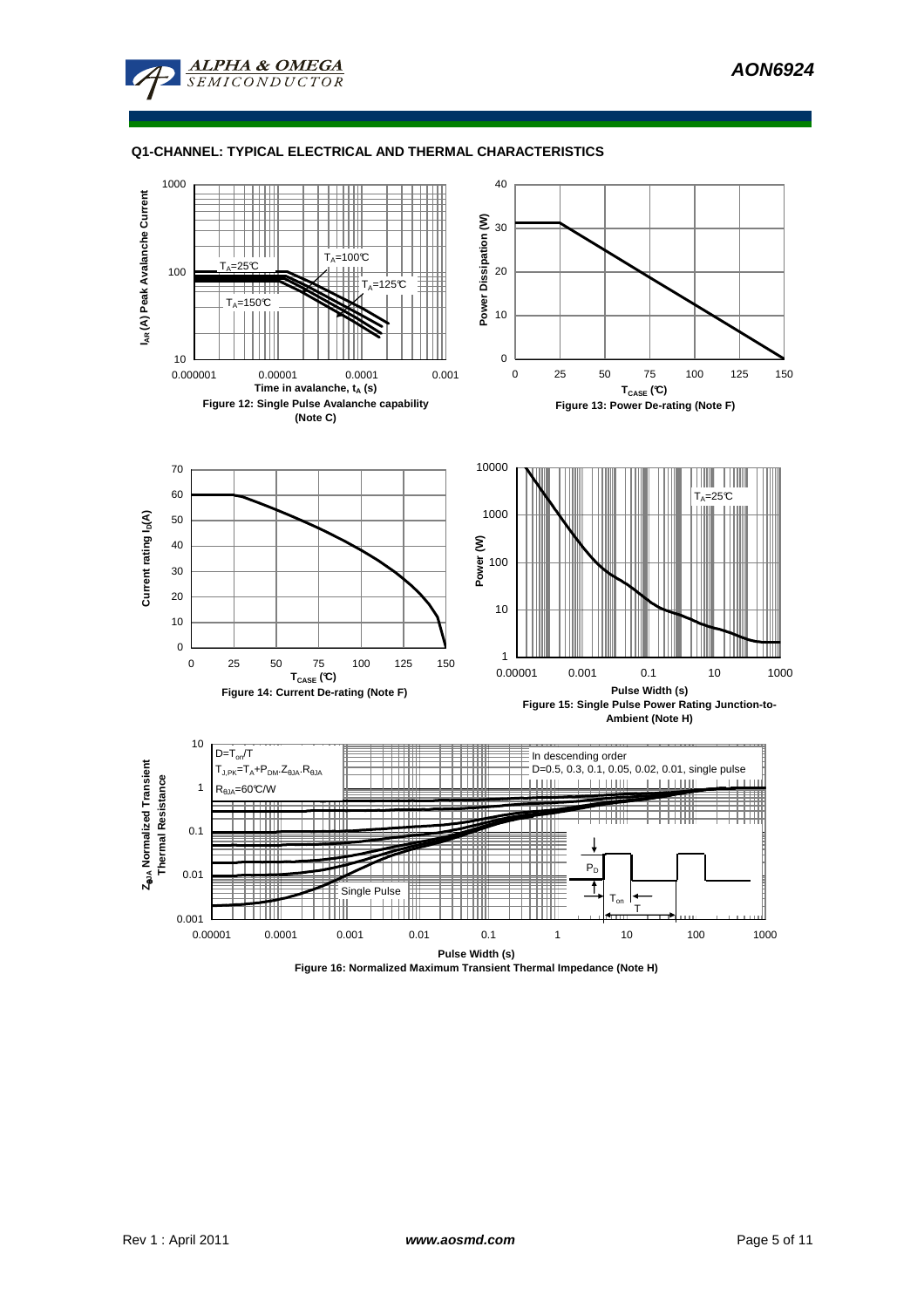## Q1-CHANNEL: TYPICAL ELECTRICAL AND THERMAL CHARACTERISTICS

1000
100
10
0.000001 0.00001 0.0001 0.001
$I_{AR}$ (A) Peak Avalanche Current
Time in avalanche, $t_A$ (s)
$T_A$=25°C
$T_A$=100°C
$T_A$=125°C
$T_A$=150°C

Figure 12: Single Pulse Avalanche capability (Note C)

40
30
20
10
0
0 25 50 75 100 125 150
Power Dissipation (W)
$T_{CASE}$ (°C)

Figure 13: Power De-rating (Note F)

70
60
50
40
30
20
10
0
0 25 50 75 100 125 150
Current rating $I_D$(A)
$T_{CASE}$ (°C)

Figure 14: Current De-rating (Note F)

10000
1000
100
10
1
0.00001 0.001 0.1 10 1000
Power (W)
Pulse Width (s)
$T_A$=25°C

Figure 15: Single Pulse Power Rating Junction-to-Ambient (Note H)

10
1
0.1
0.01
0.001
0.00001 0.0001 0.001 0.01 0.1 1 10 100 1000
$Z_{\theta JA}$ Normalized Transient Thermal Resistance
Pulse Width (s)
$D=T_{on}/T$
$T_{J,PK}=T_A+P_{DM}.Z_{\theta JA}.R_{\theta JA}$
$R_{\theta JA}$=60°C/W
In descending order
D=0.5, 0.3, 0.1, 0.05, 0.02, 0.01, single pulse
Single Pulse
$P_D$
$T_{on}$
T

Figure 16: Normalized Maximum Transient Thermal Impedance (Note H)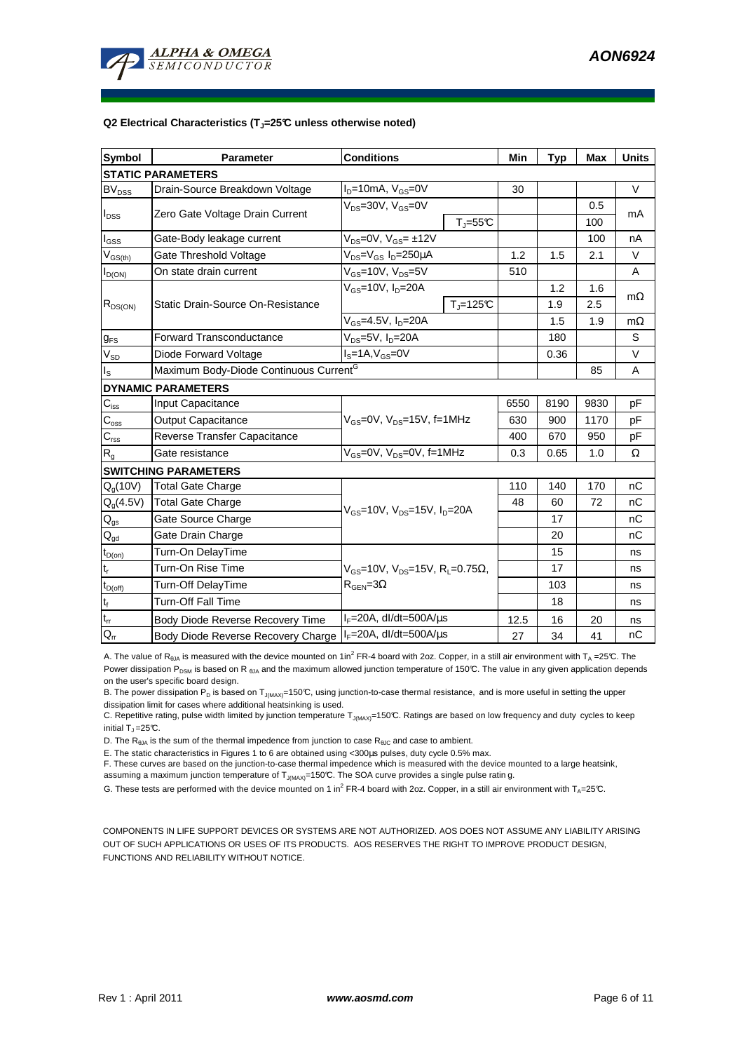**Q2 Electrical Characteristics ($T_J$=25°C unless otherwise noted)**

| Symbol | Parameter | Conditions | | Min | Typ | Max | Units |
|---|---|---|---|---|---|---|---|
| **STATIC PARAMETERS** | | | | | | | |
| $BV_{DSS}$ | Drain-Source Breakdown Voltage | $I_D$=10mA, $V_{GS}$=0V | | 30 | | | V |
| $I_{DSS}$ | Zero Gate Voltage Drain Current | $V_{DS}$=30V, $V_{GS}$=0V | | | | 0.5 | mA |
| | | | $T_J$=55°C | | | 100 | |
| $I_{GSS}$ | Gate-Body leakage current | $V_{DS}$=0V, $V_{GS}$= ±12V | | | | 100 | nA |
| $V_{GS(th)}$ | Gate Threshold Voltage | $V_{DS}$=$V_{GS}$ $I_D$=250µA | | 1.2 | 1.5 | 2.1 | V |
| $I_{D(ON)}$ | On state drain current | $V_{GS}$=10V, $V_{DS}$=5V | | 510 | | | A |
| $R_{DS(ON)}$ | Static Drain-Source On-Resistance | $V_{GS}$=10V, $I_D$=20A | | | 1.2 | 1.6 | mΩ |
| | | | $T_J$=125°C | | 1.9 | 2.5 | |
| | | $V_{GS}$=4.5V, $I_D$=20A | | | 1.5 | 1.9 | mΩ |
| $g_{FS}$ | Forward Transconductance | $V_{DS}$=5V, $I_D$=20A | | | 180 | | S |
| $V_{SD}$ | Diode Forward Voltage | $I_S$=1A,$V_{GS}$=0V | | | 0.36 | | V |
| $I_S$ | Maximum Body-Diode Continuous Current[G] | | | | | 85 | A |
| **DYNAMIC PARAMETERS** | | | | | | | |
| $C_{iss}$ | Input Capacitance | $V_{GS}$=0V, $V_{DS}$=15V, f=1MHz | | 6550 | 8190 | 9830 | pF |
| $C_{oss}$ | Output Capacitance | | | 630 | 900 | 1170 | pF |
| $C_{rss}$ | Reverse Transfer Capacitance | | | 400 | 670 | 950 | pF |
| $R_g$ | Gate resistance | $V_{GS}$=0V, $V_{DS}$=0V, f=1MHz | | 0.3 | 0.65 | 1.0 | Ω |
| **SWITCHING PARAMETERS** | | | | | | | |
| $Q_g$(10V) | Total Gate Charge | $V_{GS}$=10V, $V_{DS}$=15V, $I_D$=20A | | 110 | 140 | 170 | nC |
| $Q_g$(4.5V) | Total Gate Charge | | | 48 | 60 | 72 | nC |
| $Q_{gs}$ | Gate Source Charge | | | | 17 | | nC |
| $Q_{gd}$ | Gate Drain Charge | | | | 20 | | nC |
| $t_{D(on)}$ | Turn-On DelayTime | $V_{GS}$=10V, $V_{DS}$=15V, $R_L$=0.75Ω, $R_{GEN}$=3Ω | | | 15 | | ns |
| $t_r$ | Turn-On Rise Time | | | | 17 | | ns |
| $t_{D(off)}$ | Turn-Off DelayTime | | | | 103 | | ns |
| $t_f$ | Turn-Off Fall Time | | | | 18 | | ns |
| $t_{rr}$ | Body Diode Reverse Recovery Time | $I_F$=20A, dI/dt=500A/µs | | 12.5 | 16 | 20 | ns |
| $Q_{rr}$ | Body Diode Reverse Recovery Charge | $I_F$=20A, dI/dt=500A/µs | | 27 | 34 | 41 | nC |

A. The value of $R_{θJA}$ is measured with the device mounted on 1in² FR-4 board with 2oz. Copper, in a still air environment with $T_A$ =25°C. The Power dissipation $P_{DSM}$ is based on $R_{θJA}$ and the maximum allowed junction temperature of 150°C. The value in any given application depends on the user's specific board design.

B. The power dissipation $P_D$ is based on $T_{J(MAX)}$=150°C, using junction-to-case thermal resistance, and is more useful in setting the upper dissipation limit for cases where additional heatsinking is used.

C. Repetitive rating, pulse width limited by junction temperature $T_{J(MAX)}$=150°C. Ratings are based on low frequency and duty cycles to keep initial $T_J$=25°C.

D. The $R_{θJA}$ is the sum of the thermal impedence from junction to case $R_{θJC}$ and case to ambient.

E. The static characteristics in Figures 1 to 6 are obtained using <300µs pulses, duty cycle 0.5% max.

F. These curves are based on the junction-to-case thermal impedence which is measured with the device mounted to a large heatsink, assuming a maximum junction temperature of $T_{J(MAX)}$=150°C. The SOA curve provides a single pulse rating.

G. These tests are performed with the device mounted on 1 in² FR-4 board with 2oz. Copper, in a still air environment with $T_A$=25°C.

COMPONENTS IN LIFE SUPPORT DEVICES OR SYSTEMS ARE NOT AUTHORIZED. AOS DOES NOT ASSUME ANY LIABILITY ARISING OUT OF SUCH APPLICATIONS OR USES OF ITS PRODUCTS. AOS RESERVES THE RIGHT TO IMPROVE PRODUCT DESIGN, FUNCTIONS AND RELIABILITY WITHOUT NOTICE.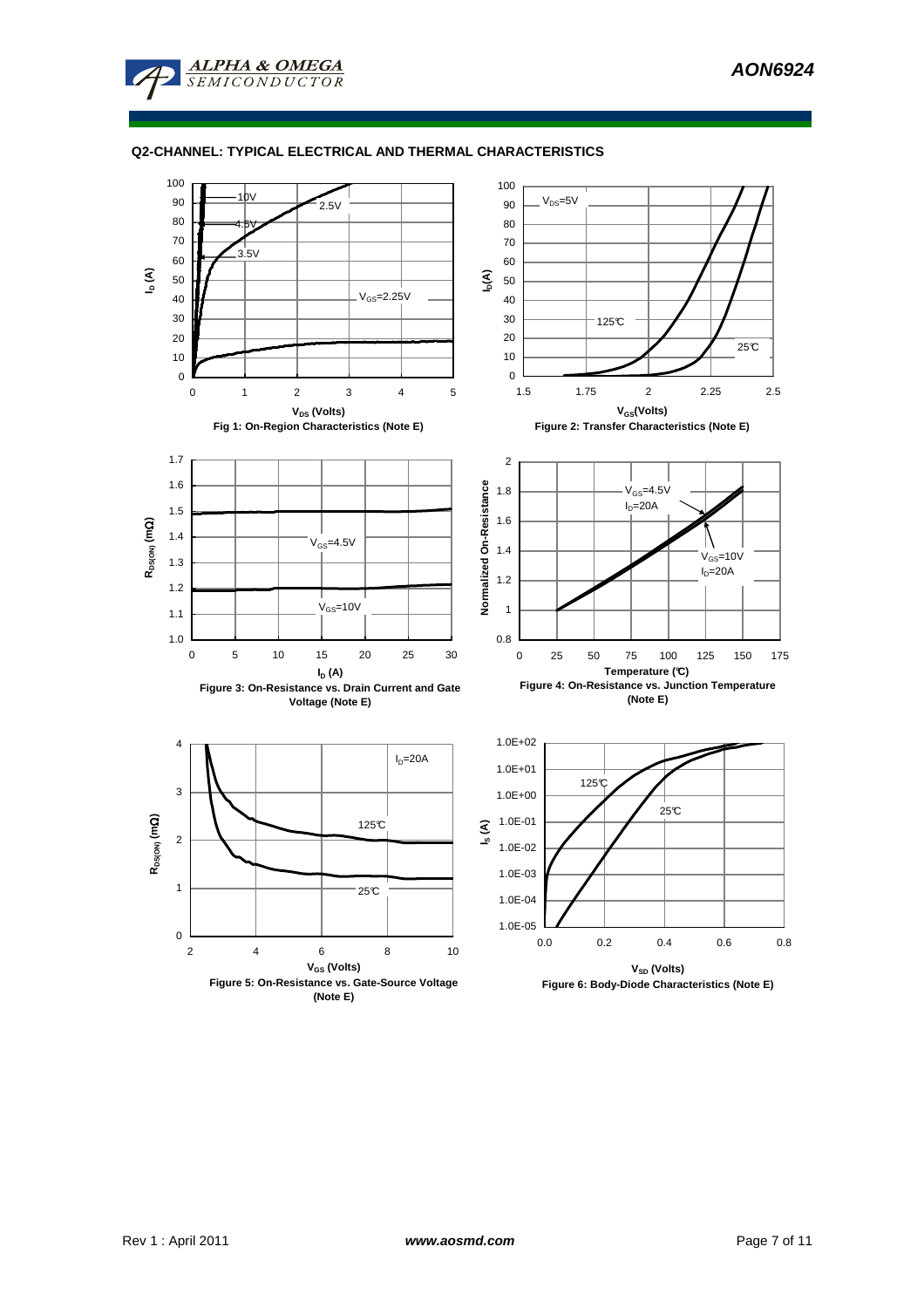## Q2-CHANNEL: TYPICAL ELECTRICAL AND THERMAL CHARACTERISTICS

100
90
80
70
60
50
40
30
20
10
0

10V
2.5V
4.5V
3.5V
$V_{GS}$=2.25V

$I_D$ (A)

0 1 2 3 4 5

$V_{DS}$ (Volts)

**Fig 1: On-Region Characteristics (Note E)**

100
90
80
70
60
50
40
30
20
10
0

$V_{DS}$=5V
125°C
25°C

$I_D$(A)

1.5 1.75 2 2.25 2.5

$V_{GS}$(Volts)

**Figure 2: Transfer Characteristics (Note E)**

1.7
1.6
1.5
1.4
1.3
1.2
1.1
1.0

$V_{GS}$=4.5V
$V_{GS}$=10V

$R_{DS(ON)}$ (mΩ)

0 5 10 15 20 25 30

$I_D$ (A)

**Figure 3: On-Resistance vs. Drain Current and Gate Voltage (Note E)**

2
1.8
1.6
1.4
1.2
1
0.8

$V_{GS}$=4.5V
$I_D$=20A
$V_{GS}$=10V
$I_D$=20A

Normalized On-Resistance

0 25 50 75 100 125 150 175

Temperature (°C)

**Figure 4: On-Resistance vs. Junction Temperature (Note E)**

4
3
2
1
0

$I_D$=20A
125°C
25°C

$R_{DS(ON)}$ (mΩ)

2 4 6 8 10

$V_{GS}$ (Volts)

**Figure 5: On-Resistance vs. Gate-Source Voltage (Note E)**

1.0E+02
1.0E+01
1.0E+00
1.0E-01
1.0E-02
1.0E-03
1.0E-04
1.0E-05

125°C
25°C

$I_S$ (A)

0.0 0.2 0.4 0.6 0.8

$V_{SD}$ (Volts)

**Figure 6: Body-Diode Characteristics (Note E)**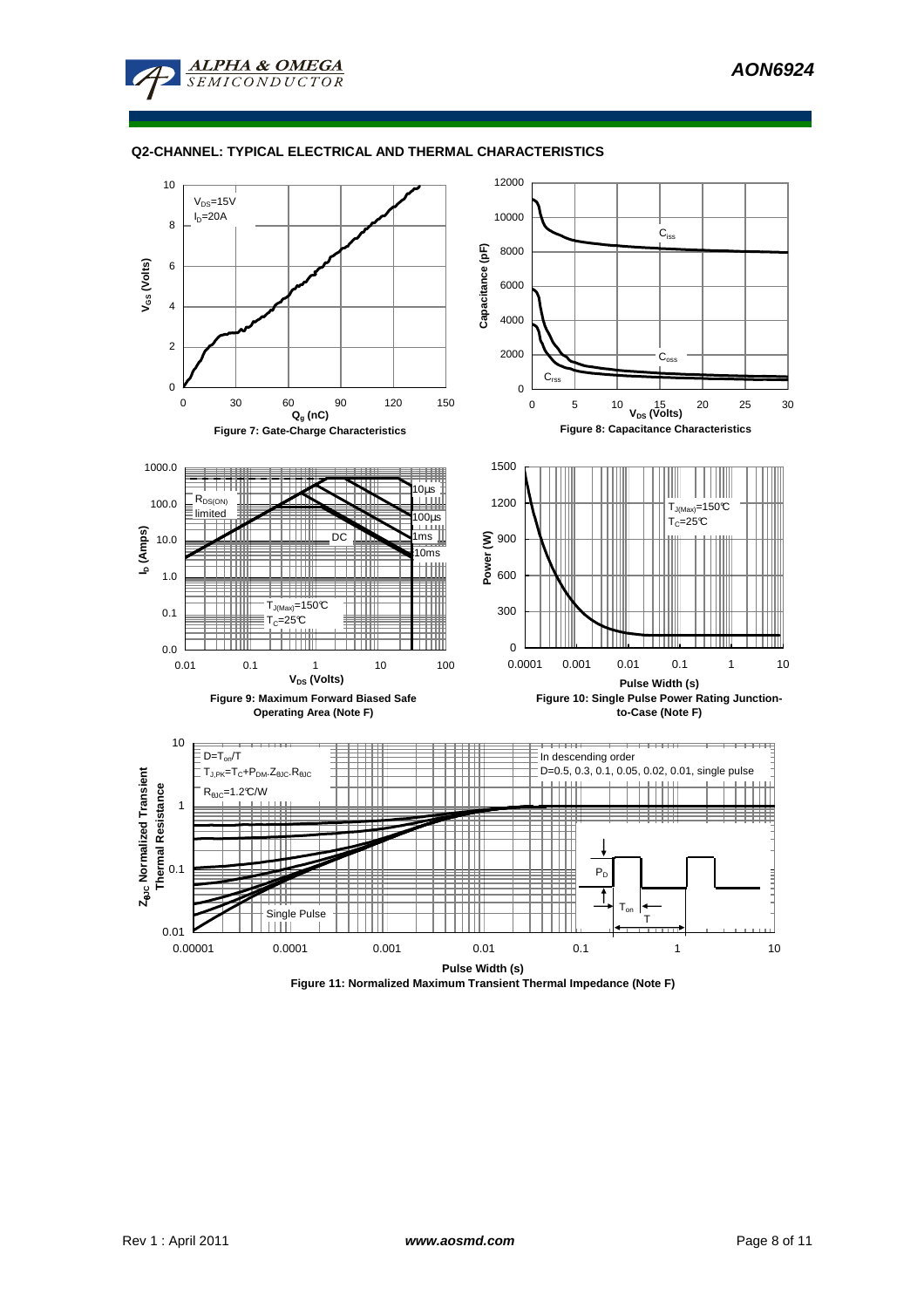## Q2-CHANNEL: TYPICAL ELECTRICAL AND THERMAL CHARACTERISTICS

$V_{DS}$=15V
$I_D$=20A

$V_{GS}$ (Volts)

0 2 4 6 8 10

0 30 60 90 120 150

$Q_g$ (nC)

**Figure 7: Gate-Charge Characteristics**

Capacitance (pF)

0 2000 4000 6000 8000 10000 12000

$C_{iss}$

$C_{oss}$

$C_{rss}$

0 5 10 15 20 25 30

$V_{DS}$ (Volts)

**Figure 8: Capacitance Characteristics**

$I_D$ (Amps)

0.0 0.1 1.0 10.0 100.0 1000.0

$R_{DS(ON)}$ limited

10µs

100µs

1ms

DC

10ms

$T_{J(Max)}$=150°C
$T_C$=25°C

0.01 0.1 1 10 100

$V_{DS}$ (Volts)

**Figure 9: Maximum Forward Biased Safe Operating Area (Note F)**

Power (W)

0 300 600 900 1200 1500

$T_{J(Max)}$=150°C
$T_C$=25°C

0.0001 0.001 0.01 0.1 1 10

Pulse Width (s)

**Figure 10: Single Pulse Power Rating Junction-to-Case (Note F)**

$Z_{\theta JC}$ Normalized Transient Thermal Resistance

0.01 0.1 1 10

D=$T_{on}$/T
$T_{J,PK}$=$T_C$+$P_{DM}$.$Z_{\theta JC}$.$R_{\theta JC}$
$R_{\theta JC}$=1.2°C/W

In descending order
D=0.5, 0.3, 0.1, 0.05, 0.02, 0.01, single pulse

Single Pulse

$P_D$

$T_{on}$

T

0.00001 0.0001 0.001 0.01 0.1 1 10

Pulse Width (s)

**Figure 11: Normalized Maximum Transient Thermal Impedance (Note F)**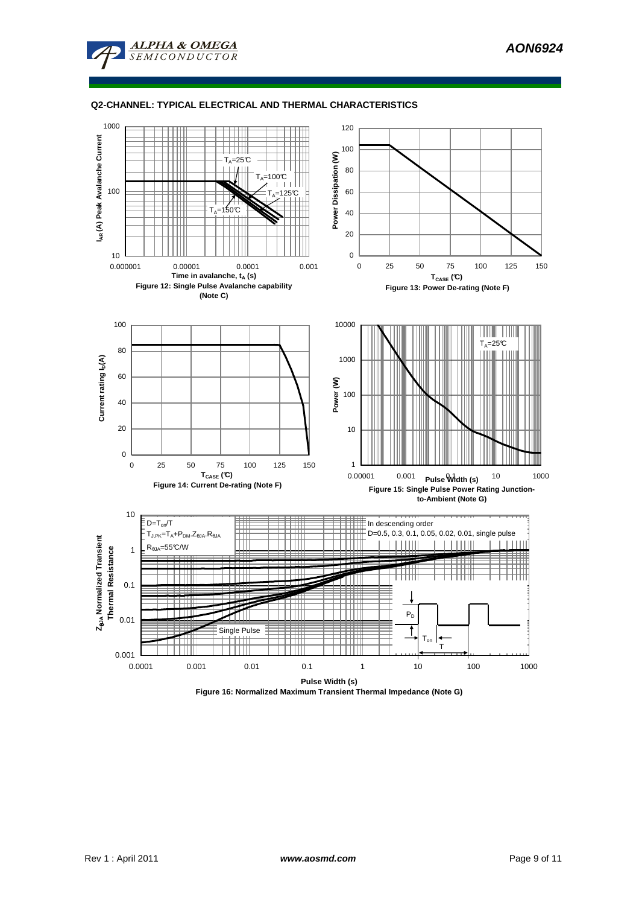## Q2-CHANNEL: TYPICAL ELECTRICAL AND THERMAL CHARACTERISTICS

$I_{AR}$ (A) Peak Avalanche Current

1000

100

10

0.000001 0.00001 0.0001 0.001

$T_A$=25℃

$T_A$=100℃

$T_A$=125℃

$T_A$=150℃

Time in avalanche, $t_A$ (s)

Figure 12: Single Pulse Avalanche capability (Note C)

Power Dissipation (W)

120 100 80 60 40 20 0

0 25 50 75 100 125 150

$T_{CASE}$ (℃)

Figure 13: Power De-rating (Note F)

Current rating $I_D$(A)

100 80 60 40 20 0

0 25 50 75 100 125 150

$T_{CASE}$ (℃)

Figure 14: Current De-rating (Note F)

Power (W)

10000 1000 100 10 1

0.00001 0.001 0.1 10 1000

$T_A$=25℃

Pulse Width (s)

Figure 15: Single Pulse Power Rating Junction-to-Ambient (Note G)

$Z_{\theta JA}$ Normalized Transient Thermal Resistance

10 1 0.1 0.01 0.001

0.0001 0.001 0.01 0.1 1 10 100 1000

$D=T_{on}/T$

$T_{J,PK}=T_A+P_{DM}.Z_{\theta JA}.R_{\theta JA}$

$R_{\theta JA}$=55℃/W

In descending order

D=0.5, 0.3, 0.1, 0.05, 0.02, 0.01, single pulse

Single Pulse

$P_D$

$T_{on}$

T

Pulse Width (s)

Figure 16: Normalized Maximum Transient Thermal Impedance (Note G)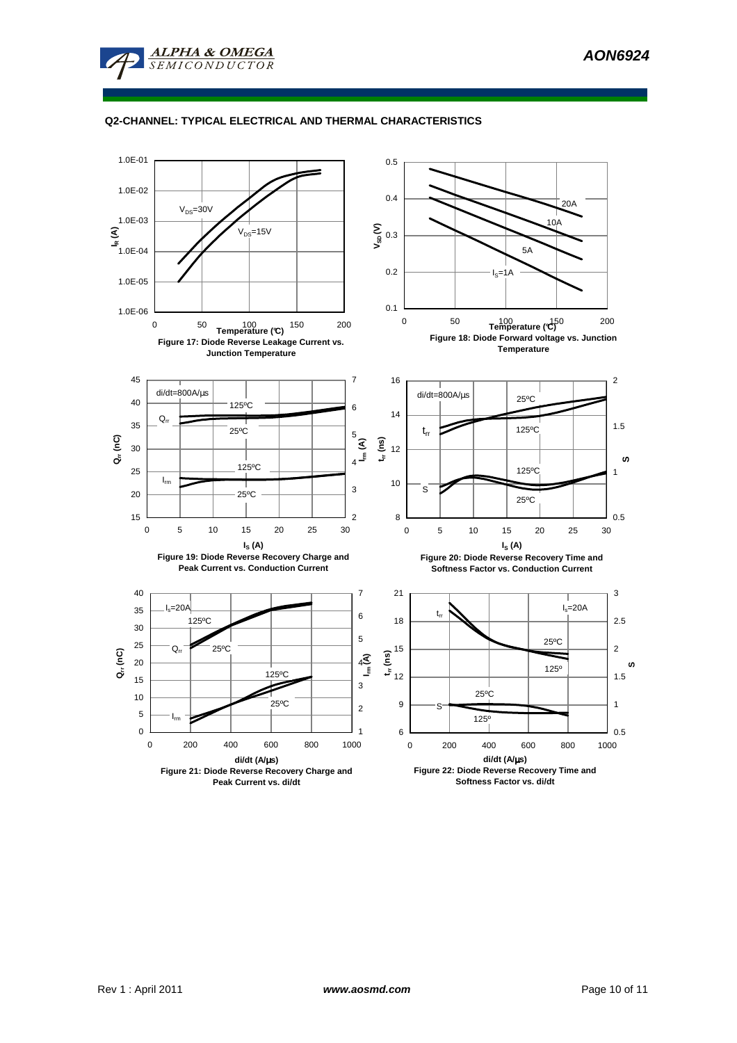## Q2-CHANNEL: TYPICAL ELECTRICAL AND THERMAL CHARACTERISTICS

**Figure 17: Diode Reverse Leakage Current vs. Junction Temperature**

**Figure 18: Diode Forward voltage vs. Junction Temperature**

**Figure 19: Diode Reverse Recovery Charge and Peak Current vs. Conduction Current**

**Figure 20: Diode Reverse Recovery Time and Softness Factor vs. Conduction Current**

**Figure 21: Diode Reverse Recovery Charge and Peak Current vs. di/dt**

**Figure 22: Diode Reverse Recovery Time and Softness Factor vs. di/dt**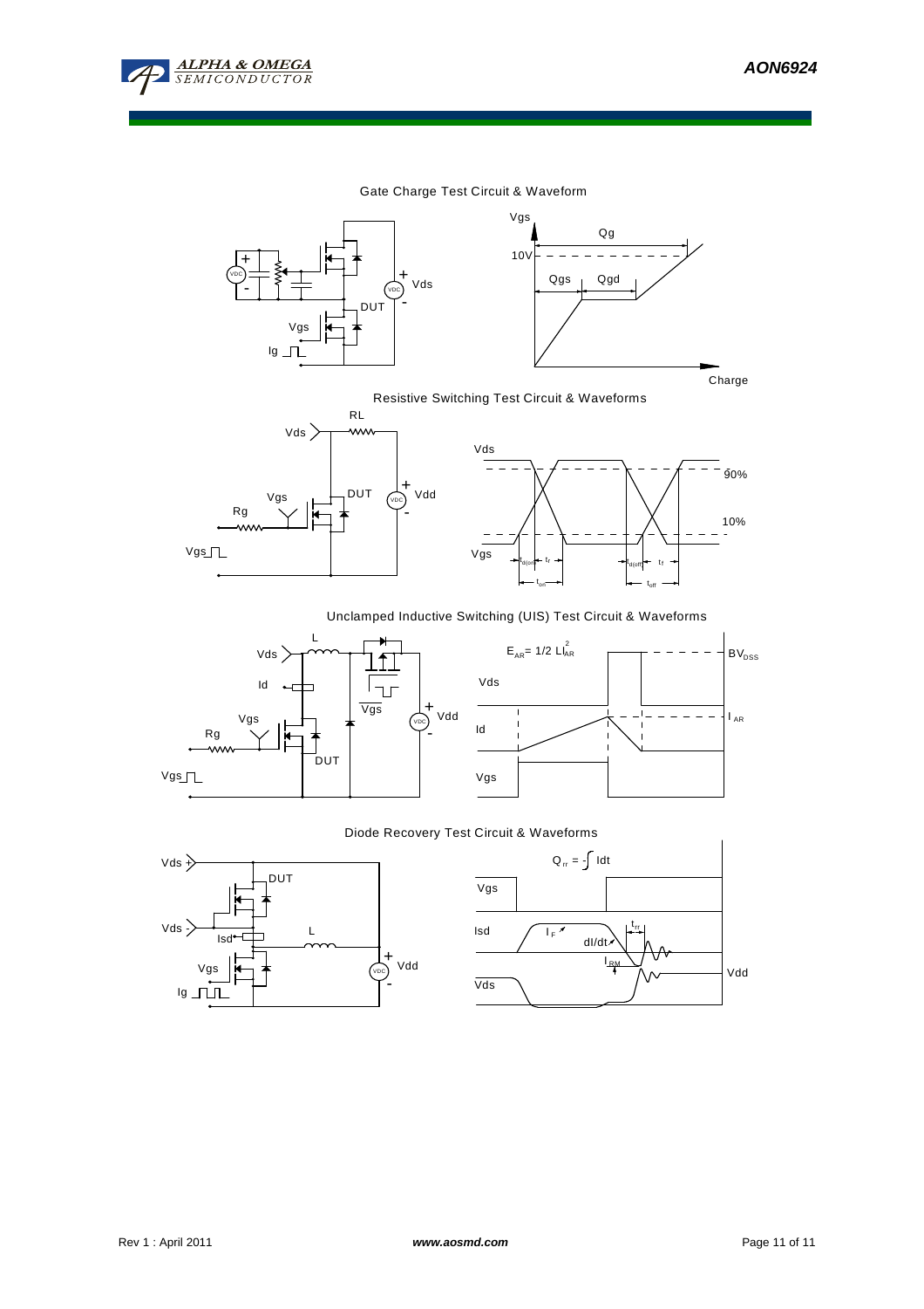## Gate Charge Test Circuit & Waveform

Vgs

Qg

10V

Qgs

Qgd

Charge

VDC

Vds

DUT

Vgs

Ig

## Resistive Switching Test Circuit & Waveforms

RL

Vds

Vgs

DUT

Rg

Vdd

VDC

Vgs

Vds

90%

10%

Vgs

$t_{d(on)}$ $t_r$

$t_{on}$

$t_{d(off)}$ $t_f$

$t_{off}$

## Unclamped Inductive Switching (UIS) Test Circuit & Waveforms

L

Vds

Id

Vgs

Rg

DUT

Vgs

Vdd

VDC

Vgs

$E_{AR} = 1/2\ LI_{AR}^2$

$BV_{DSS}$

Vds

Id

$I_{AR}$

Vgs

## Diode Recovery Test Circuit & Waveforms

Vds +

DUT

Vds -

Isd

L

Vgs

Ig

Vdd

VDC

$Q_{rr} = -\int Idt$

Vgs

Isd

$I_F$

dI/dt

$t_{rr}$

$I_{RM}$

Vds

Vdd